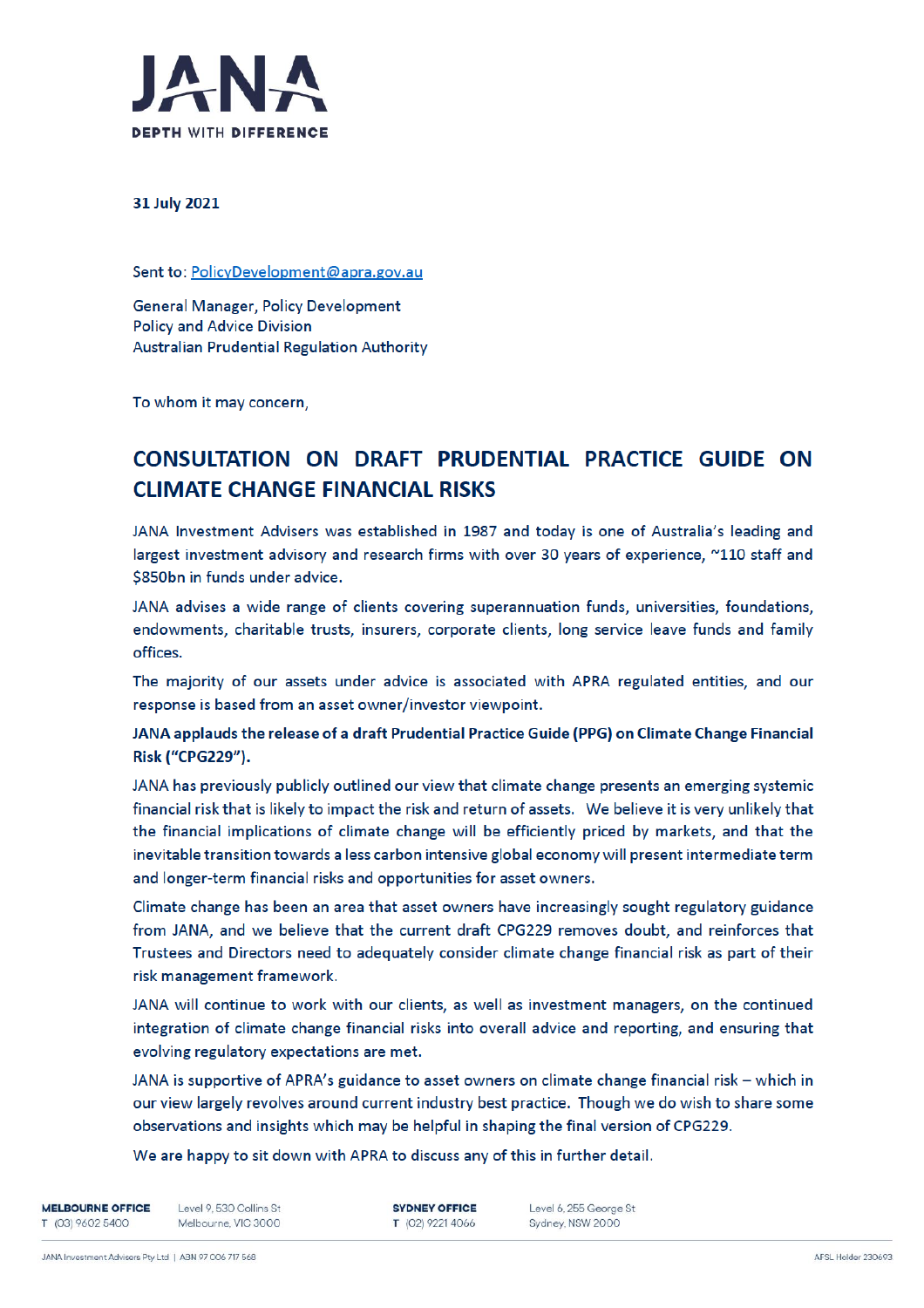**JANA**
**DEPTH WITH DIFFERENCE**

**31 July 2021**

Sent to: PolicyDevelopment@apra.gov.au

General Manager, Policy Development
Policy and Advice Division
Australian Prudential Regulation Authority

To whom it may concern,

## CONSULTATION ON DRAFT PRUDENTIAL PRACTICE GUIDE ON CLIMATE CHANGE FINANCIAL RISKS

JANA Investment Advisers was established in 1987 and today is one of Australia's leading and largest investment advisory and research firms with over 30 years of experience, ~110 staff and $850bn in funds under advice.

JANA advises a wide range of clients covering superannuation funds, universities, foundations, endowments, charitable trusts, insurers, corporate clients, long service leave funds and family offices.

The majority of our assets under advice is associated with APRA regulated entities, and our response is based from an asset owner/investor viewpoint.

**JANA applauds the release of a draft Prudential Practice Guide (PPG) on Climate Change Financial Risk ("CPG229").**

JANA has previously publicly outlined our view that climate change presents an emerging systemic financial risk that is likely to impact the risk and return of assets. We believe it is very unlikely that the financial implications of climate change will be efficiently priced by markets, and that the inevitable transition towards a less carbon intensive global economy will present intermediate term and longer-term financial risks and opportunities for asset owners.

Climate change has been an area that asset owners have increasingly sought regulatory guidance from JANA, and we believe that the current draft CPG229 removes doubt, and reinforces that Trustees and Directors need to adequately consider climate change financial risk as part of their risk management framework.

JANA will continue to work with our clients, as well as investment managers, on the continued integration of climate change financial risks into overall advice and reporting, and ensuring that evolving regulatory expectations are met.

JANA is supportive of APRA's guidance to asset owners on climate change financial risk – which in our view largely revolves around current industry best practice. Though we do wish to share some observations and insights which may be helpful in shaping the final version of CPG229.

We are happy to sit down with APRA to discuss any of this in further detail.

**MELBOURNE OFFICE** T (03) 9602 5400 — Level 9, 530 Collins St, Melbourne, VIC 3000
**SYDNEY OFFICE** T (02) 9221 4066 — Level 6, 255 George St, Sydney, NSW 2000

JANA Investment Advisors Pty Ltd | ABN 97 006 717 568 — AFSL Holder 230693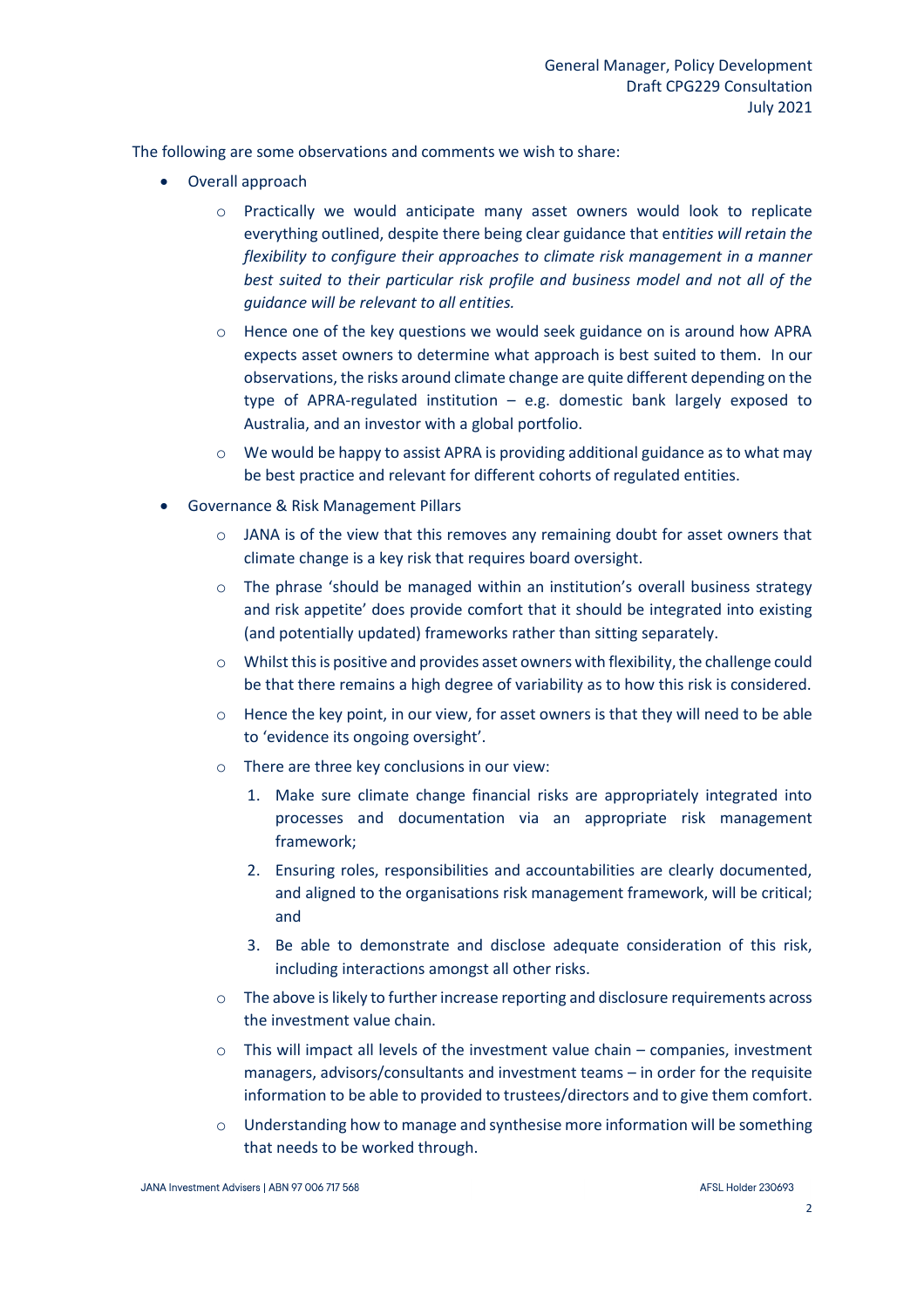The following are some observations and comments we wish to share:

- Overall approach
    - Practically we would anticipate many asset owners would look to replicate everything outlined, despite there being clear guidance that en*tities will retain the flexibility to configure their approaches to climate risk management in a manner best suited to their particular risk profile and business model and not all of the guidance will be relevant to all entities.*
    - Hence one of the key questions we would seek guidance on is around how APRA expects asset owners to determine what approach is best suited to them. In our observations, the risks around climate change are quite different depending on the type of APRA-regulated institution – e.g. domestic bank largely exposed to Australia, and an investor with a global portfolio.
    - We would be happy to assist APRA is providing additional guidance as to what may be best practice and relevant for different cohorts of regulated entities.
- Governance & Risk Management Pillars
    - JANA is of the view that this removes any remaining doubt for asset owners that climate change is a key risk that requires board oversight.
    - The phrase 'should be managed within an institution's overall business strategy and risk appetite' does provide comfort that it should be integrated into existing (and potentially updated) frameworks rather than sitting separately.
    - Whilst this is positive and provides asset owners with flexibility, the challenge could be that there remains a high degree of variability as to how this risk is considered.
    - Hence the key point, in our view, for asset owners is that they will need to be able to 'evidence its ongoing oversight'.
    - There are three key conclusions in our view:
        1. Make sure climate change financial risks are appropriately integrated into processes and documentation via an appropriate risk management framework;
        2. Ensuring roles, responsibilities and accountabilities are clearly documented, and aligned to the organisations risk management framework, will be critical; and
        3. Be able to demonstrate and disclose adequate consideration of this risk, including interactions amongst all other risks.
    - The above is likely to further increase reporting and disclosure requirements across the investment value chain.
    - This will impact all levels of the investment value chain – companies, investment managers, advisors/consultants and investment teams – in order for the requisite information to be able to provided to trustees/directors and to give them comfort.
    - Understanding how to manage and synthesise more information will be something that needs to be worked through.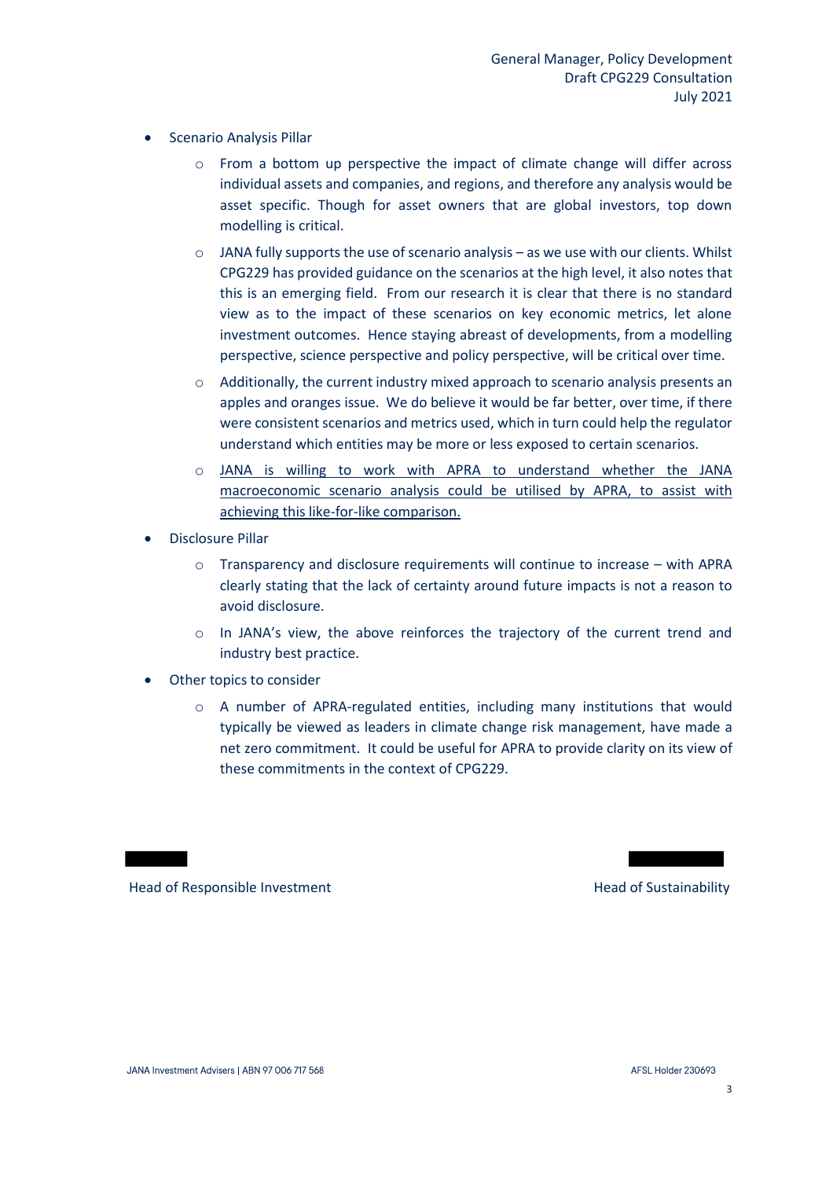- Scenario Analysis Pillar
    - From a bottom up perspective the impact of climate change will differ across individual assets and companies, and regions, and therefore any analysis would be asset specific. Though for asset owners that are global investors, top down modelling is critical.
    - JANA fully supports the use of scenario analysis – as we use with our clients. Whilst CPG229 has provided guidance on the scenarios at the high level, it also notes that this is an emerging field. From our research it is clear that there is no standard view as to the impact of these scenarios on key economic metrics, let alone investment outcomes. Hence staying abreast of developments, from a modelling perspective, science perspective and policy perspective, will be critical over time.
    - Additionally, the current industry mixed approach to scenario analysis presents an apples and oranges issue. We do believe it would be far better, over time, if there were consistent scenarios and metrics used, which in turn could help the regulator understand which entities may be more or less exposed to certain scenarios.
    - <u>JANA is willing to work with APRA to understand whether the JANA macroeconomic scenario analysis could be utilised by APRA, to assist with achieving this like-for-like comparison.</u>
- Disclosure Pillar
    - Transparency and disclosure requirements will continue to increase – with APRA clearly stating that the lack of certainty around future impacts is not a reason to avoid disclosure.
    - In JANA's view, the above reinforces the trajectory of the current trend and industry best practice.
- Other topics to consider
    - A number of APRA-regulated entities, including many institutions that would typically be viewed as leaders in climate change risk management, have made a net zero commitment. It could be useful for APRA to provide clarity on its view of these commitments in the context of CPG229.

Head of Responsible Investment

Head of Sustainability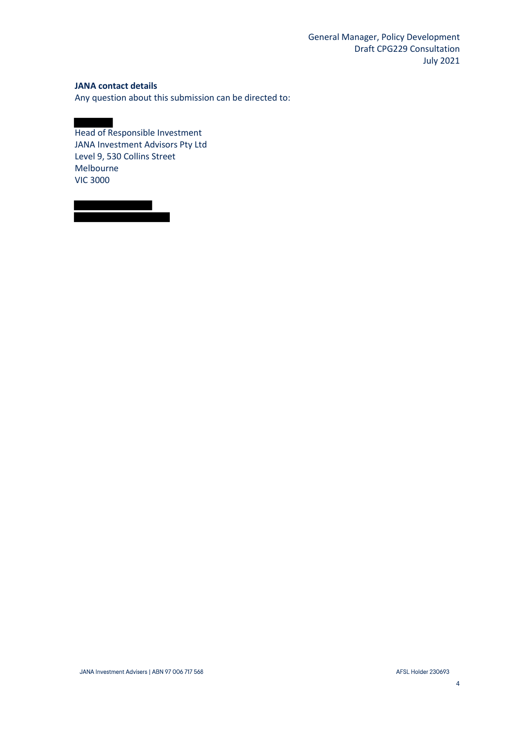**JANA contact details**

Any question about this submission can be directed to:

Head of Responsible Investment
JANA Investment Advisors Pty Ltd
Level 9, 530 Collins Street
Melbourne
VIC 3000